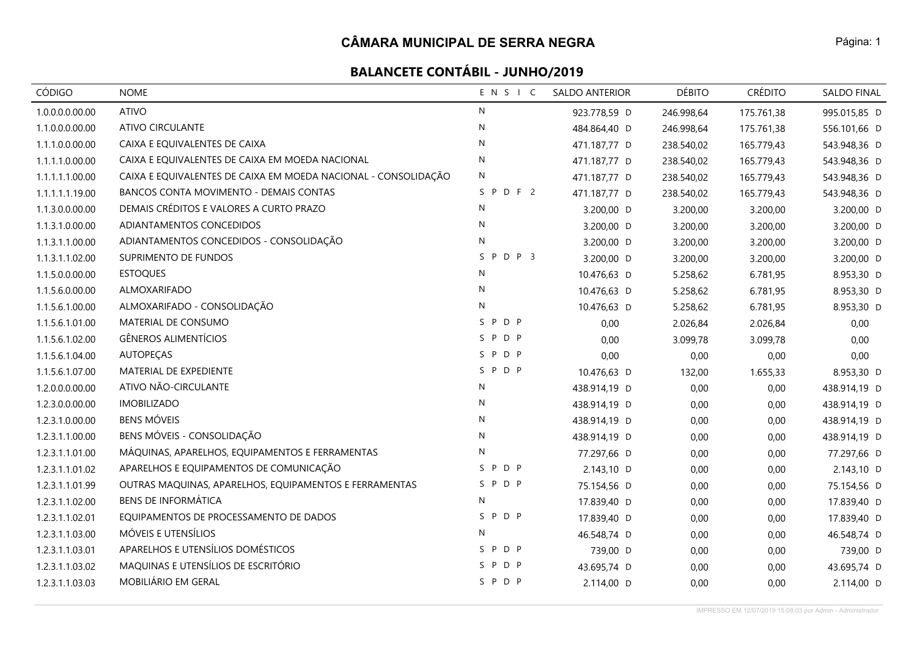## CÂMARA MUNICIPAL DE SERRA NEGRA

### BALANCETE CONTÁBIL - JUNHO/2019

| CÓDIGO | NOME | E N S I C | SALDO ANTERIOR | DÉBITO | CRÉDITO | SALDO FINAL |
|---|---|---|---|---|---|---|
| 1.0.0.0.0.00.00 | ATIVO | N | 923.778,59 D | 246.998,64 | 175.761,38 | 995.015,85 D |
| 1.1.0.0.0.00.00 | ATIVO CIRCULANTE | N | 484.864,40 D | 246.998,64 | 175.761,38 | 556.101,66 D |
| 1.1.1.0.0.00.00 | CAIXA E EQUIVALENTES DE CAIXA | N | 471.187,77 D | 238.540,02 | 165.779,43 | 543.948,36 D |
| 1.1.1.1.0.00.00 | CAIXA E EQUIVALENTES DE CAIXA EM MOEDA NACIONAL | N | 471.187,77 D | 238.540,02 | 165.779,43 | 543.948,36 D |
| 1.1.1.1.1.00.00 | CAIXA E EQUIVALENTES DE CAIXA EM MOEDA NACIONAL - CONSOLIDAÇÃO | N | 471.187,77 D | 238.540,02 | 165.779,43 | 543.948,36 D |
| 1.1.1.1.1.19.00 | BANCOS CONTA MOVIMENTO - DEMAIS CONTAS | S P D F 2 | 471.187,77 D | 238.540,02 | 165.779,43 | 543.948,36 D |
| 1.1.3.0.0.00.00 | DEMAIS CRÉDITOS E VALORES A CURTO PRAZO | N | 3.200,00 D | 3.200,00 | 3.200,00 | 3.200,00 D |
| 1.1.3.1.0.00.00 | ADIANTAMENTOS CONCEDIDOS | N | 3.200,00 D | 3.200,00 | 3.200,00 | 3.200,00 D |
| 1.1.3.1.1.00.00 | ADIANTAMENTOS CONCEDIDOS - CONSOLIDAÇÃO | N | 3.200,00 D | 3.200,00 | 3.200,00 | 3.200,00 D |
| 1.1.3.1.1.02.00 | SUPRIMENTO DE FUNDOS | S P D P 3 | 3.200,00 D | 3.200,00 | 3.200,00 | 3.200,00 D |
| 1.1.5.0.0.00.00 | ESTOQUES | N | 10.476,63 D | 5.258,62 | 6.781,95 | 8.953,30 D |
| 1.1.5.6.0.00.00 | ALMOXARIFADO | N | 10.476,63 D | 5.258,62 | 6.781,95 | 8.953,30 D |
| 1.1.5.6.1.00.00 | ALMOXARIFADO - CONSOLIDAÇÃO | N | 10.476,63 D | 5.258,62 | 6.781,95 | 8.953,30 D |
| 1.1.5.6.1.01.00 | MATERIAL DE CONSUMO | S P D P | 0,00 | 2.026,84 | 2.026,84 | 0,00 |
| 1.1.5.6.1.02.00 | GÊNEROS ALIMENTÍCIOS | S P D P | 0,00 | 3.099,78 | 3.099,78 | 0,00 |
| 1.1.5.6.1.04.00 | AUTOPEÇAS | S P D P | 0,00 | 0,00 | 0,00 | 0,00 |
| 1.1.5.6.1.07.00 | MATERIAL DE EXPEDIENTE | S P D P | 10.476,63 D | 132,00 | 1.655,33 | 8.953,30 D |
| 1.2.0.0.0.00.00 | ATIVO NÃO-CIRCULANTE | N | 438.914,19 D | 0,00 | 0,00 | 438.914,19 D |
| 1.2.3.0.0.00.00 | IMOBILIZADO | N | 438.914,19 D | 0,00 | 0,00 | 438.914,19 D |
| 1.2.3.1.0.00.00 | BENS MÓVEIS | N | 438.914,19 D | 0,00 | 0,00 | 438.914,19 D |
| 1.2.3.1.1.00.00 | BENS MÓVEIS - CONSOLIDAÇÃO | N | 438.914,19 D | 0,00 | 0,00 | 438.914,19 D |
| 1.2.3.1.1.01.00 | MÁQUINAS, APARELHOS, EQUIPAMENTOS E FERRAMENTAS | N | 77.297,66 D | 0,00 | 0,00 | 77.297,66 D |
| 1.2.3.1.1.01.02 | APARELHOS E EQUIPAMENTOS DE COMUNICAÇÃO | S P D P | 2.143,10 D | 0,00 | 0,00 | 2.143,10 D |
| 1.2.3.1.1.01.99 | OUTRAS MAQUINAS, APARELHOS, EQUIPAMENTOS E FERRAMENTAS | S P D P | 75.154,56 D | 0,00 | 0,00 | 75.154,56 D |
| 1.2.3.1.1.02.00 | BENS DE INFORMÁTICA | N | 17.839,40 D | 0,00 | 0,00 | 17.839,40 D |
| 1.2.3.1.1.02.01 | EQUIPAMENTOS DE PROCESSAMENTO DE DADOS | S P D P | 17.839,40 D | 0,00 | 0,00 | 17.839,40 D |
| 1.2.3.1.1.03.00 | MÓVEIS E UTENSÍLIOS | N | 46.548,74 D | 0,00 | 0,00 | 46.548,74 D |
| 1.2.3.1.1.03.01 | APARELHOS E UTENSÍLIOS DOMÉSTICOS | S P D P | 739,00 D | 0,00 | 0,00 | 739,00 D |
| 1.2.3.1.1.03.02 | MAQUINAS E UTENSÍLIOS DE ESCRITÓRIO | S P D P | 43.695,74 D | 0,00 | 0,00 | 43.695,74 D |
| 1.2.3.1.1.03.03 | MOBILIÁRIO EM GERAL | S P D P | 2.114,00 D | 0,00 | 0,00 | 2.114,00 D |

IMPRESSO EM 12/07/2019 15:08:03 por Admin - Administrador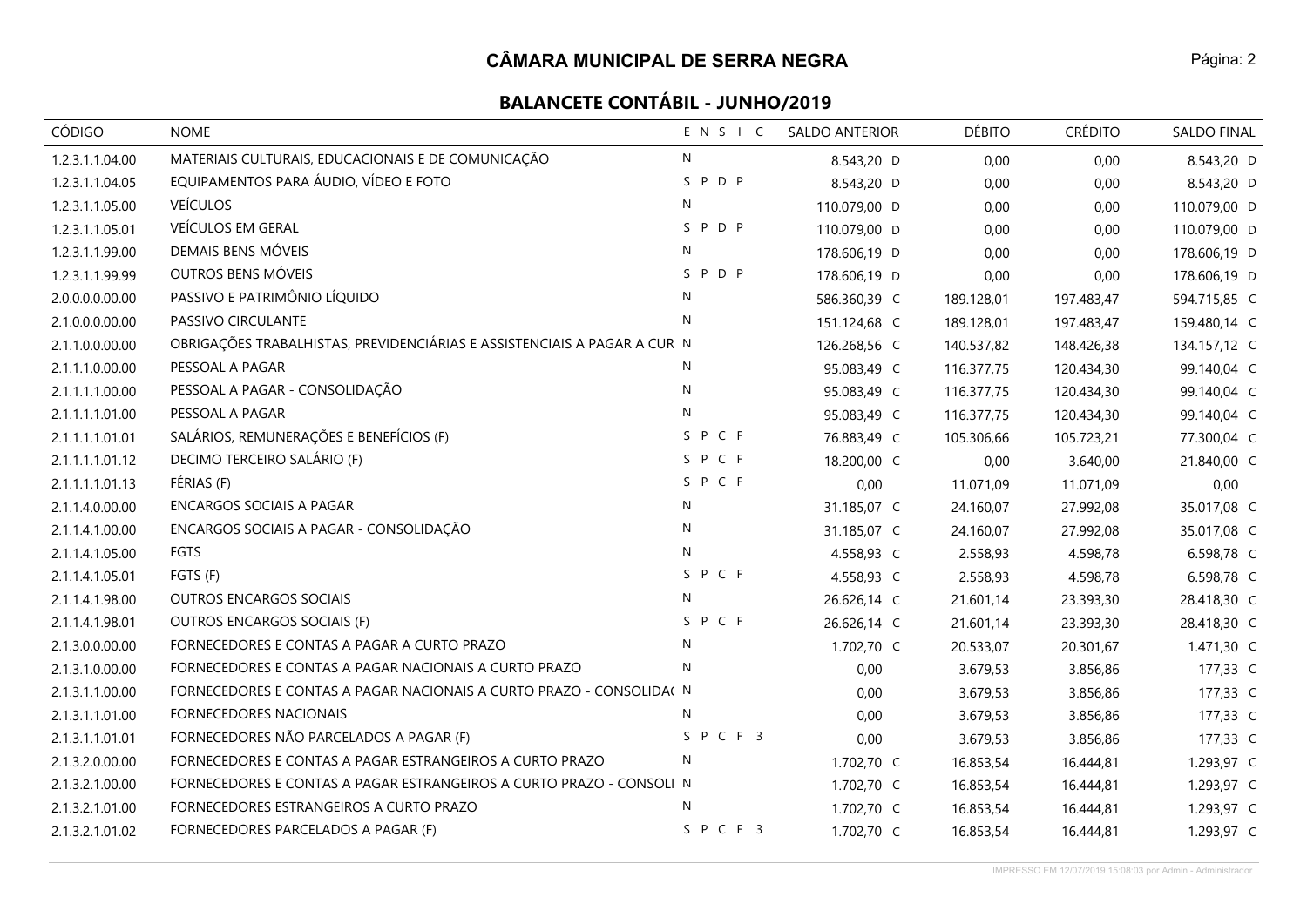## CÂMARA MUNICIPAL DE SERRA NEGRA

### BALANCETE CONTÁBIL - JUNHO/2019

| CÓDIGO | NOME | E N S I C | SALDO ANTERIOR | DÉBITO | CRÉDITO | SALDO FINAL |
|---|---|---|---|---|---|---|
| 1.2.3.1.1.04.00 | MATERIAIS CULTURAIS, EDUCACIONAIS E DE COMUNICAÇÃO | N | 8.543,20 D | 0,00 | 0,00 | 8.543,20 D |
| 1.2.3.1.1.04.05 | EQUIPAMENTOS PARA ÁUDIO, VÍDEO E FOTO | S P D P | 8.543,20 D | 0,00 | 0,00 | 8.543,20 D |
| 1.2.3.1.1.05.00 | VEÍCULOS | N | 110.079,00 D | 0,00 | 0,00 | 110.079,00 D |
| 1.2.3.1.1.05.01 | VEÍCULOS EM GERAL | S P D P | 110.079,00 D | 0,00 | 0,00 | 110.079,00 D |
| 1.2.3.1.1.99.00 | DEMAIS BENS MÓVEIS | N | 178.606,19 D | 0,00 | 0,00 | 178.606,19 D |
| 1.2.3.1.1.99.99 | OUTROS BENS MÓVEIS | S P D P | 178.606,19 D | 0,00 | 0,00 | 178.606,19 D |
| 2.0.0.0.0.00.00 | PASSIVO E PATRIMÔNIO LÍQUIDO | N | 586.360,39 C | 189.128,01 | 197.483,47 | 594.715,85 C |
| 2.1.0.0.0.00.00 | PASSIVO CIRCULANTE | N | 151.124,68 C | 189.128,01 | 197.483,47 | 159.480,14 C |
| 2.1.1.0.0.00.00 | OBRIGAÇÕES TRABALHISTAS, PREVIDENCIÁRIAS E ASSISTENCIAIS A PAGAR A CUR | N | 126.268,56 C | 140.537,82 | 148.426,38 | 134.157,12 C |
| 2.1.1.1.0.00.00 | PESSOAL A PAGAR | N | 95.083,49 C | 116.377,75 | 120.434,30 | 99.140,04 C |
| 2.1.1.1.1.00.00 | PESSOAL A PAGAR - CONSOLIDAÇÃO | N | 95.083,49 C | 116.377,75 | 120.434,30 | 99.140,04 C |
| 2.1.1.1.1.01.00 | PESSOAL A PAGAR | N | 95.083,49 C | 116.377,75 | 120.434,30 | 99.140,04 C |
| 2.1.1.1.1.01.01 | SALÁRIOS, REMUNERAÇÕES E BENEFÍCIOS (F) | S P C F | 76.883,49 C | 105.306,66 | 105.723,21 | 77.300,04 C |
| 2.1.1.1.1.01.12 | DECIMO TERCEIRO SALÁRIO (F) | S P C F | 18.200,00 C | 0,00 | 3.640,00 | 21.840,00 C |
| 2.1.1.1.1.01.13 | FÉRIAS (F) | S P C F | 0,00 | 11.071,09 | 11.071,09 | 0,00 |
| 2.1.1.4.0.00.00 | ENCARGOS SOCIAIS A PAGAR | N | 31.185,07 C | 24.160,07 | 27.992,08 | 35.017,08 C |
| 2.1.1.4.1.00.00 | ENCARGOS SOCIAIS A PAGAR - CONSOLIDAÇÃO | N | 31.185,07 C | 24.160,07 | 27.992,08 | 35.017,08 C |
| 2.1.1.4.1.05.00 | FGTS | N | 4.558,93 C | 2.558,93 | 4.598,78 | 6.598,78 C |
| 2.1.1.4.1.05.01 | FGTS (F) | S P C F | 4.558,93 C | 2.558,93 | 4.598,78 | 6.598,78 C |
| 2.1.1.4.1.98.00 | OUTROS ENCARGOS SOCIAIS | N | 26.626,14 C | 21.601,14 | 23.393,30 | 28.418,30 C |
| 2.1.1.4.1.98.01 | OUTROS ENCARGOS SOCIAIS (F) | S P C F | 26.626,14 C | 21.601,14 | 23.393,30 | 28.418,30 C |
| 2.1.3.0.0.00.00 | FORNECEDORES E CONTAS A PAGAR A CURTO PRAZO | N | 1.702,70 C | 20.533,07 | 20.301,67 | 1.471,30 C |
| 2.1.3.1.0.00.00 | FORNECEDORES E CONTAS A PAGAR NACIONAIS A CURTO PRAZO | N | 0,00 | 3.679,53 | 3.856,86 | 177,33 C |
| 2.1.3.1.1.00.00 | FORNECEDORES E CONTAS A PAGAR NACIONAIS A CURTO PRAZO - CONSOLIDA( | N | 0,00 | 3.679,53 | 3.856,86 | 177,33 C |
| 2.1.3.1.1.01.00 | FORNECEDORES NACIONAIS | N | 0,00 | 3.679,53 | 3.856,86 | 177,33 C |
| 2.1.3.1.1.01.01 | FORNECEDORES NÃO PARCELADOS A PAGAR (F) | S P C F 3 | 0,00 | 3.679,53 | 3.856,86 | 177,33 C |
| 2.1.3.2.0.00.00 | FORNECEDORES E CONTAS A PAGAR ESTRANGEIROS A CURTO PRAZO | N | 1.702,70 C | 16.853,54 | 16.444,81 | 1.293,97 C |
| 2.1.3.2.1.00.00 | FORNECEDORES E CONTAS A PAGAR ESTRANGEIROS A CURTO PRAZO - CONSOLI | N | 1.702,70 C | 16.853,54 | 16.444,81 | 1.293,97 C |
| 2.1.3.2.1.01.00 | FORNECEDORES ESTRANGEIROS A CURTO PRAZO | N | 1.702,70 C | 16.853,54 | 16.444,81 | 1.293,97 C |
| 2.1.3.2.1.01.02 | FORNECEDORES PARCELADOS A PAGAR (F) | S P C F 3 | 1.702,70 C | 16.853,54 | 16.444,81 | 1.293,97 C |

IMPRESSO EM 12/07/2019 15:08:03 por Admin - Administrador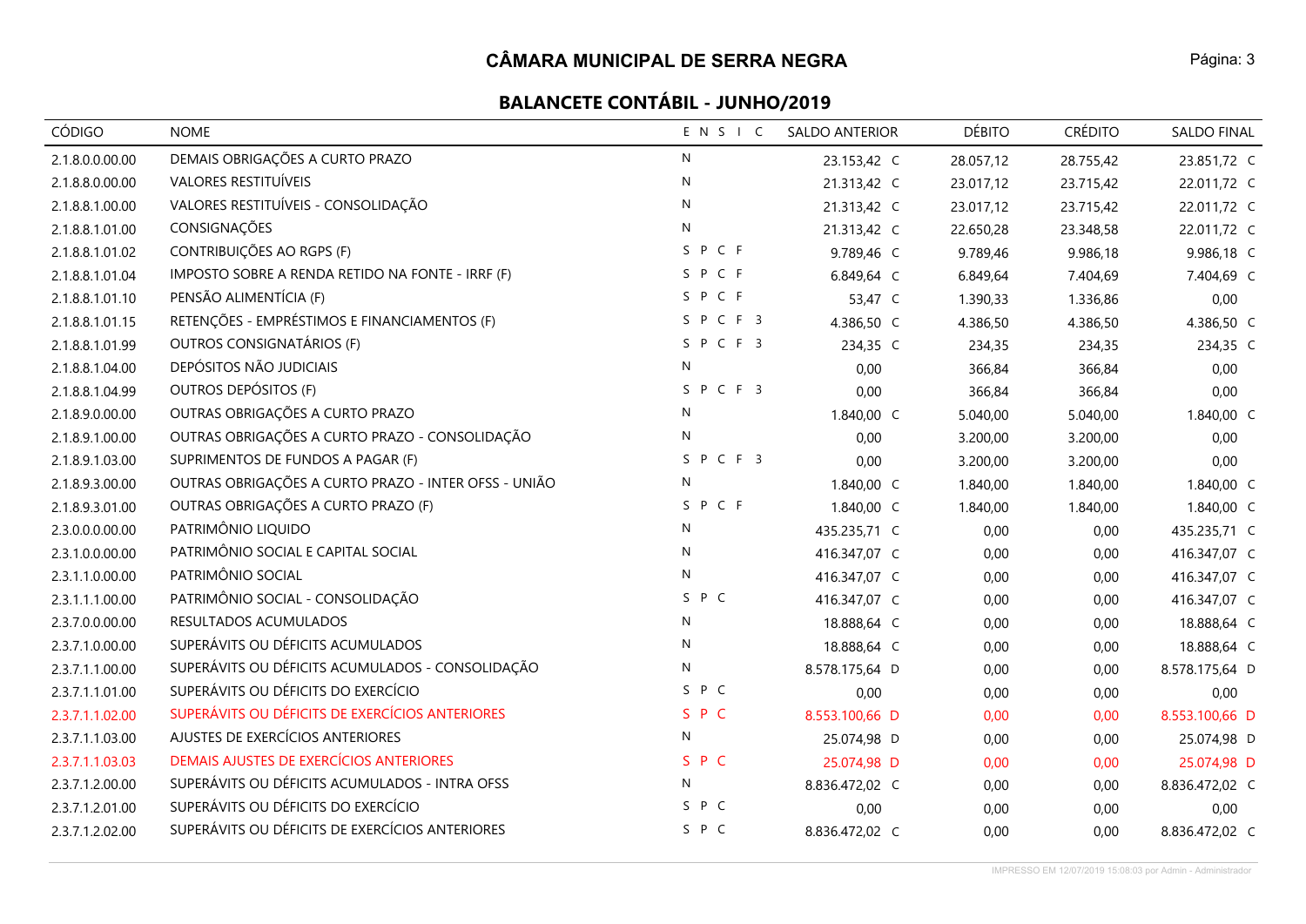# CÂMARA MUNICIPAL DE SERRA NEGRA

## BALANCETE CONTÁBIL - JUNHO/2019

| CÓDIGO | NOME | E N S I C | SALDO ANTERIOR | DÉBITO | CRÉDITO | SALDO FINAL |
|---|---|---|---|---|---|---|
| 2.1.8.0.0.00.00 | DEMAIS OBRIGAÇÕES A CURTO PRAZO | N | 23.153,42 C | 28.057,12 | 28.755,42 | 23.851,72 C |
| 2.1.8.8.0.00.00 | VALORES RESTITUÍVEIS | N | 21.313,42 C | 23.017,12 | 23.715,42 | 22.011,72 C |
| 2.1.8.8.1.00.00 | VALORES RESTITUÍVEIS - CONSOLIDAÇÃO | N | 21.313,42 C | 23.017,12 | 23.715,42 | 22.011,72 C |
| 2.1.8.8.1.01.00 | CONSIGNAÇÕES | N | 21.313,42 C | 22.650,28 | 23.348,58 | 22.011,72 C |
| 2.1.8.8.1.01.02 | CONTRIBUIÇÕES AO RGPS (F) | S P C F | 9.789,46 C | 9.789,46 | 9.986,18 | 9.986,18 C |
| 2.1.8.8.1.01.04 | IMPOSTO SOBRE A RENDA RETIDO NA FONTE - IRRF (F) | S P C F | 6.849,64 C | 6.849,64 | 7.404,69 | 7.404,69 C |
| 2.1.8.8.1.01.10 | PENSÃO ALIMENTÍCIA (F) | S P C F | 53,47 C | 1.390,33 | 1.336,86 | 0,00 |
| 2.1.8.8.1.01.15 | RETENÇÕES - EMPRÉSTIMOS E FINANCIAMENTOS (F) | S P C F 3 | 4.386,50 C | 4.386,50 | 4.386,50 | 4.386,50 C |
| 2.1.8.8.1.01.99 | OUTROS CONSIGNATÁRIOS (F) | S P C F 3 | 234,35 C | 234,35 | 234,35 | 234,35 C |
| 2.1.8.8.1.04.00 | DEPÓSITOS NÃO JUDICIAIS | N | 0,00 | 366,84 | 366,84 | 0,00 |
| 2.1.8.8.1.04.99 | OUTROS DEPÓSITOS (F) | S P C F 3 | 0,00 | 366,84 | 366,84 | 0,00 |
| 2.1.8.9.0.00.00 | OUTRAS OBRIGAÇÕES A CURTO PRAZO | N | 1.840,00 C | 5.040,00 | 5.040,00 | 1.840,00 C |
| 2.1.8.9.1.00.00 | OUTRAS OBRIGAÇÕES A CURTO PRAZO - CONSOLIDAÇÃO | N | 0,00 | 3.200,00 | 3.200,00 | 0,00 |
| 2.1.8.9.1.03.00 | SUPRIMENTOS DE FUNDOS A PAGAR (F) | S P C F 3 | 0,00 | 3.200,00 | 3.200,00 | 0,00 |
| 2.1.8.9.3.00.00 | OUTRAS OBRIGAÇÕES A CURTO PRAZO - INTER OFSS - UNIÃO | N | 1.840,00 C | 1.840,00 | 1.840,00 | 1.840,00 C |
| 2.1.8.9.3.01.00 | OUTRAS OBRIGAÇÕES A CURTO PRAZO (F) | S P C F | 1.840,00 C | 1.840,00 | 1.840,00 | 1.840,00 C |
| 2.3.0.0.0.00.00 | PATRIMÔNIO LIQUIDO | N | 435.235,71 C | 0,00 | 0,00 | 435.235,71 C |
| 2.3.1.0.0.00.00 | PATRIMÔNIO SOCIAL E CAPITAL SOCIAL | N | 416.347,07 C | 0,00 | 0,00 | 416.347,07 C |
| 2.3.1.1.0.00.00 | PATRIMÔNIO SOCIAL | N | 416.347,07 C | 0,00 | 0,00 | 416.347,07 C |
| 2.3.1.1.1.00.00 | PATRIMÔNIO SOCIAL - CONSOLIDAÇÃO | S P C | 416.347,07 C | 0,00 | 0,00 | 416.347,07 C |
| 2.3.7.0.0.00.00 | RESULTADOS ACUMULADOS | N | 18.888,64 C | 0,00 | 0,00 | 18.888,64 C |
| 2.3.7.1.0.00.00 | SUPERÁVITS OU DÉFICITS ACUMULADOS | N | 18.888,64 C | 0,00 | 0,00 | 18.888,64 C |
| 2.3.7.1.1.00.00 | SUPERÁVITS OU DÉFICITS ACUMULADOS - CONSOLIDAÇÃO | N | 8.578.175,64 D | 0,00 | 0,00 | 8.578.175,64 D |
| 2.3.7.1.1.01.00 | SUPERÁVITS OU DÉFICITS DO EXERCÍCIO | S P C | 0,00 | 0,00 | 0,00 | 0,00 |
| 2.3.7.1.1.02.00 | SUPERÁVITS OU DÉFICITS DE EXERCÍCIOS ANTERIORES | S P C | 8.553.100,66 D | 0,00 | 0,00 | 8.553.100,66 D |
| 2.3.7.1.1.03.00 | AJUSTES DE EXERCÍCIOS ANTERIORES | N | 25.074,98 D | 0,00 | 0,00 | 25.074,98 D |
| 2.3.7.1.1.03.03 | DEMAIS AJUSTES DE EXERCÍCIOS ANTERIORES | S P C | 25.074,98 D | 0,00 | 0,00 | 25.074,98 D |
| 2.3.7.1.2.00.00 | SUPERÁVITS OU DÉFICITS ACUMULADOS - INTRA OFSS | N | 8.836.472,02 C | 0,00 | 0,00 | 8.836.472,02 C |
| 2.3.7.1.2.01.00 | SUPERÁVITS OU DÉFICITS DO EXERCÍCIO | S P C | 0,00 | 0,00 | 0,00 | 0,00 |
| 2.3.7.1.2.02.00 | SUPERÁVITS OU DÉFICITS DE EXERCÍCIOS ANTERIORES | S P C | 8.836.472,02 C | 0,00 | 0,00 | 8.836.472,02 C |

IMPRESSO EM 12/07/2019 15:08:03 por Admin - Administrador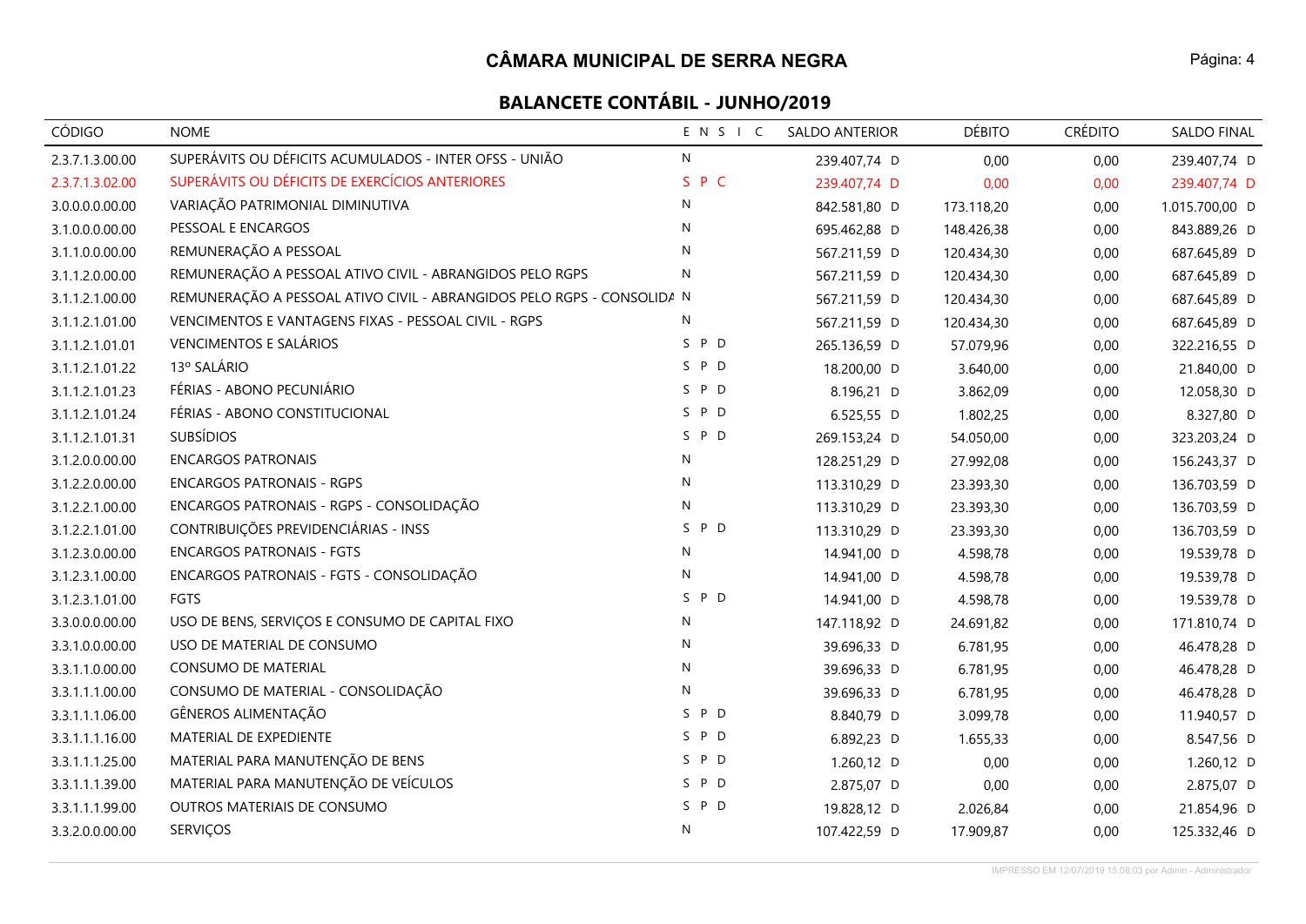# CÂMARA MUNICIPAL DE SERRA NEGRA

## BALANCETE CONTÁBIL - JUNHO/2019

| CÓDIGO | NOME | E N S I C | SALDO ANTERIOR | DÉBITO | CRÉDITO | SALDO FINAL |
|---|---|---|---|---|---|---|
| 2.3.7.1.3.00.00 | SUPERÁVITS OU DÉFICITS ACUMULADOS - INTER OFSS - UNIÃO | N | 239.407,74 D | 0,00 | 0,00 | 239.407,74 D |
| 2.3.7.1.3.02.00 | SUPERÁVITS OU DÉFICITS DE EXERCÍCIOS ANTERIORES | S P C | 239.407,74 D | 0,00 | 0,00 | 239.407,74 D |
| 3.0.0.0.0.00.00 | VARIAÇÃO PATRIMONIAL DIMINUTIVA | N | 842.581,80 D | 173.118,20 | 0,00 | 1.015.700,00 D |
| 3.1.0.0.0.00.00 | PESSOAL E ENCARGOS | N | 695.462,88 D | 148.426,38 | 0,00 | 843.889,26 D |
| 3.1.1.0.0.00.00 | REMUNERAÇÃO A PESSOAL | N | 567.211,59 D | 120.434,30 | 0,00 | 687.645,89 D |
| 3.1.1.2.0.00.00 | REMUNERAÇÃO A PESSOAL ATIVO CIVIL - ABRANGIDOS PELO RGPS | N | 567.211,59 D | 120.434,30 | 0,00 | 687.645,89 D |
| 3.1.1.2.1.00.00 | REMUNERAÇÃO A PESSOAL ATIVO CIVIL - ABRANGIDOS PELO RGPS - CONSOLIDA | N | 567.211,59 D | 120.434,30 | 0,00 | 687.645,89 D |
| 3.1.1.2.1.01.00 | VENCIMENTOS E VANTAGENS FIXAS - PESSOAL CIVIL - RGPS | N | 567.211,59 D | 120.434,30 | 0,00 | 687.645,89 D |
| 3.1.1.2.1.01.01 | VENCIMENTOS E SALÁRIOS | S P D | 265.136,59 D | 57.079,96 | 0,00 | 322.216,55 D |
| 3.1.1.2.1.01.22 | 13º SALÁRIO | S P D | 18.200,00 D | 3.640,00 | 0,00 | 21.840,00 D |
| 3.1.1.2.1.01.23 | FÉRIAS - ABONO PECUNIÁRIO | S P D | 8.196,21 D | 3.862,09 | 0,00 | 12.058,30 D |
| 3.1.1.2.1.01.24 | FÉRIAS - ABONO CONSTITUCIONAL | S P D | 6.525,55 D | 1.802,25 | 0,00 | 8.327,80 D |
| 3.1.1.2.1.01.31 | SUBSÍDIOS | S P D | 269.153,24 D | 54.050,00 | 0,00 | 323.203,24 D |
| 3.1.2.0.0.00.00 | ENCARGOS PATRONAIS | N | 128.251,29 D | 27.992,08 | 0,00 | 156.243,37 D |
| 3.1.2.2.0.00.00 | ENCARGOS PATRONAIS - RGPS | N | 113.310,29 D | 23.393,30 | 0,00 | 136.703,59 D |
| 3.1.2.2.1.00.00 | ENCARGOS PATRONAIS - RGPS - CONSOLIDAÇÃO | N | 113.310,29 D | 23.393,30 | 0,00 | 136.703,59 D |
| 3.1.2.2.1.01.00 | CONTRIBUIÇÕES PREVIDENCIÁRIAS - INSS | S P D | 113.310,29 D | 23.393,30 | 0,00 | 136.703,59 D |
| 3.1.2.3.0.00.00 | ENCARGOS PATRONAIS - FGTS | N | 14.941,00 D | 4.598,78 | 0,00 | 19.539,78 D |
| 3.1.2.3.1.00.00 | ENCARGOS PATRONAIS - FGTS - CONSOLIDAÇÃO | N | 14.941,00 D | 4.598,78 | 0,00 | 19.539,78 D |
| 3.1.2.3.1.01.00 | FGTS | S P D | 14.941,00 D | 4.598,78 | 0,00 | 19.539,78 D |
| 3.3.0.0.0.00.00 | USO DE BENS, SERVIÇOS E CONSUMO DE CAPITAL FIXO | N | 147.118,92 D | 24.691,82 | 0,00 | 171.810,74 D |
| 3.3.1.0.0.00.00 | USO DE MATERIAL DE CONSUMO | N | 39.696,33 D | 6.781,95 | 0,00 | 46.478,28 D |
| 3.3.1.1.0.00.00 | CONSUMO DE MATERIAL | N | 39.696,33 D | 6.781,95 | 0,00 | 46.478,28 D |
| 3.3.1.1.1.00.00 | CONSUMO DE MATERIAL - CONSOLIDAÇÃO | N | 39.696,33 D | 6.781,95 | 0,00 | 46.478,28 D |
| 3.3.1.1.1.06.00 | GÊNEROS ALIMENTAÇÃO | S P D | 8.840,79 D | 3.099,78 | 0,00 | 11.940,57 D |
| 3.3.1.1.1.16.00 | MATERIAL DE EXPEDIENTE | S P D | 6.892,23 D | 1.655,33 | 0,00 | 8.547,56 D |
| 3.3.1.1.1.25.00 | MATERIAL PARA MANUTENÇÃO DE BENS | S P D | 1.260,12 D | 0,00 | 0,00 | 1.260,12 D |
| 3.3.1.1.1.39.00 | MATERIAL PARA MANUTENÇÃO DE VEÍCULOS | S P D | 2.875,07 D | 0,00 | 0,00 | 2.875,07 D |
| 3.3.1.1.1.99.00 | OUTROS MATERIAIS DE CONSUMO | S P D | 19.828,12 D | 2.026,84 | 0,00 | 21.854,96 D |
| 3.3.2.0.0.00.00 | SERVIÇOS | N | 107.422,59 D | 17.909,87 | 0,00 | 125.332,46 D |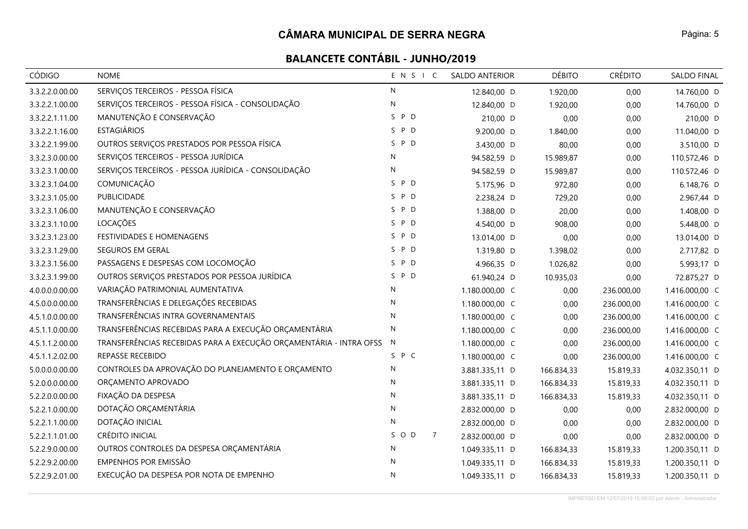# CÂMARA MUNICIPAL DE SERRA NEGRA

## BALANCETE CONTÁBIL - JUNHO/2019

| CÓDIGO | NOME | E N S I C | SALDO ANTERIOR | DÉBITO | CRÉDITO | SALDO FINAL |
|---|---|---|---|---|---|---|
| 3.3.2.2.0.00.00 | SERVIÇOS TERCEIROS - PESSOA FÍSICA | N | 12.840,00 D | 1.920,00 | 0,00 | 14.760,00 D |
| 3.3.2.2.1.00.00 | SERVIÇOS TERCEIROS - PESSOA FÍSICA - CONSOLIDAÇÃO | N | 12.840,00 D | 1.920,00 | 0,00 | 14.760,00 D |
| 3.3.2.2.1.11.00 | MANUTENÇÃO E CONSERVAÇÃO | S P D | 210,00 D | 0,00 | 0,00 | 210,00 D |
| 3.3.2.2.1.16.00 | ESTAGIÁRIOS | S P D | 9.200,00 D | 1.840,00 | 0,00 | 11.040,00 D |
| 3.3.2.2.1.99.00 | OUTROS SERVIÇOS PRESTADOS POR PESSOA FÍSICA | S P D | 3.430,00 D | 80,00 | 0,00 | 3.510,00 D |
| 3.3.2.3.0.00.00 | SERVIÇOS TERCEIROS - PESSOA JURÍDICA | N | 94.582,59 D | 15.989,87 | 0,00 | 110.572,46 D |
| 3.3.2.3.1.00.00 | SERVIÇOS TERCEIROS - PESSOA JURÍDICA - CONSOLIDAÇÃO | N | 94.582,59 D | 15.989,87 | 0,00 | 110.572,46 D |
| 3.3.2.3.1.04.00 | COMUNICAÇÃO | S P D | 5.175,96 D | 972,80 | 0,00 | 6.148,76 D |
| 3.3.2.3.1.05.00 | PUBLICIDADE | S P D | 2.238,24 D | 729,20 | 0,00 | 2.967,44 D |
| 3.3.2.3.1.06.00 | MANUTENÇÃO E CONSERVAÇÃO | S P D | 1.388,00 D | 20,00 | 0,00 | 1.408,00 D |
| 3.3.2.3.1.10.00 | LOCAÇÕES | S P D | 4.540,00 D | 908,00 | 0,00 | 5.448,00 D |
| 3.3.2.3.1.23.00 | FESTIVIDADES E HOMENAGENS | S P D | 13.014,00 D | 0,00 | 0,00 | 13.014,00 D |
| 3.3.2.3.1.29.00 | SEGUROS EM GERAL | S P D | 1.319,80 D | 1.398,02 | 0,00 | 2.717,82 D |
| 3.3.2.3.1.56.00 | PASSAGENS E DESPESAS COM LOCOMOÇÃO | S P D | 4.966,35 D | 1.026,82 | 0,00 | 5.993,17 D |
| 3.3.2.3.1.99.00 | OUTROS SERVIÇOS PRESTADOS POR PESSOA JURÍDICA | S P D | 61.940,24 D | 10.935,03 | 0,00 | 72.875,27 D |
| 4.0.0.0.0.00.00 | VARIAÇÃO PATRIMONIAL AUMENTATIVA | N | 1.180.000,00 C | 0,00 | 236.000,00 | 1.416.000,00 C |
| 4.5.0.0.0.00.00 | TRANSFERÊNCIAS E DELEGAÇÕES RECEBIDAS | N | 1.180.000,00 C | 0,00 | 236.000,00 | 1.416.000,00 C |
| 4.5.1.0.0.00.00 | TRANSFERÊNCIAS INTRA GOVERNAMENTAIS | N | 1.180.000,00 C | 0,00 | 236.000,00 | 1.416.000,00 C |
| 4.5.1.1.0.00.00 | TRANSFERÊNCIAS RECEBIDAS PARA A EXECUÇÃO ORÇAMENTÁRIA | N | 1.180.000,00 C | 0,00 | 236.000,00 | 1.416.000,00 C |
| 4.5.1.1.2.00.00 | TRANSFERÊNCIAS RECEBIDAS PARA A EXECUÇÃO ORÇAMENTÁRIA - INTRA OFSS | N | 1.180.000,00 C | 0,00 | 236.000,00 | 1.416.000,00 C |
| 4.5.1.1.2.02.00 | REPASSE RECEBIDO | S P C | 1.180.000,00 C | 0,00 | 236.000,00 | 1.416.000,00 C |
| 5.0.0.0.0.00.00 | CONTROLES DA APROVAÇÃO DO PLANEJAMENTO E ORÇAMENTO | N | 3.881.335,11 D | 166.834,33 | 15.819,33 | 4.032.350,11 D |
| 5.2.0.0.0.00.00 | ORÇAMENTO APROVADO | N | 3.881.335,11 D | 166.834,33 | 15.819,33 | 4.032.350,11 D |
| 5.2.2.0.0.00.00 | FIXAÇÃO DA DESPESA | N | 3.881.335,11 D | 166.834,33 | 15.819,33 | 4.032.350,11 D |
| 5.2.2.1.0.00.00 | DOTAÇÃO ORÇAMENTÁRIA | N | 2.832.000,00 D | 0,00 | 0,00 | 2.832.000,00 D |
| 5.2.2.1.1.00.00 | DOTAÇÃO INICIAL | N | 2.832.000,00 D | 0,00 | 0,00 | 2.832.000,00 D |
| 5.2.2.1.1.01.00 | CRÉDITO INICIAL | S O D 7 | 2.832.000,00 D | 0,00 | 0,00 | 2.832.000,00 D |
| 5.2.2.9.0.00.00 | OUTROS CONTROLES DA DESPESA ORÇAMENTÁRIA | N | 1.049.335,11 D | 166.834,33 | 15.819,33 | 1.200.350,11 D |
| 5.2.2.9.2.00.00 | EMPENHOS POR EMISSÃO | N | 1.049.335,11 D | 166.834,33 | 15.819,33 | 1.200.350,11 D |
| 5.2.2.9.2.01.00 | EXECUÇÃO DA DESPESA POR NOTA DE EMPENHO | N | 1.049.335,11 D | 166.834,33 | 15.819,33 | 1.200.350,11 D |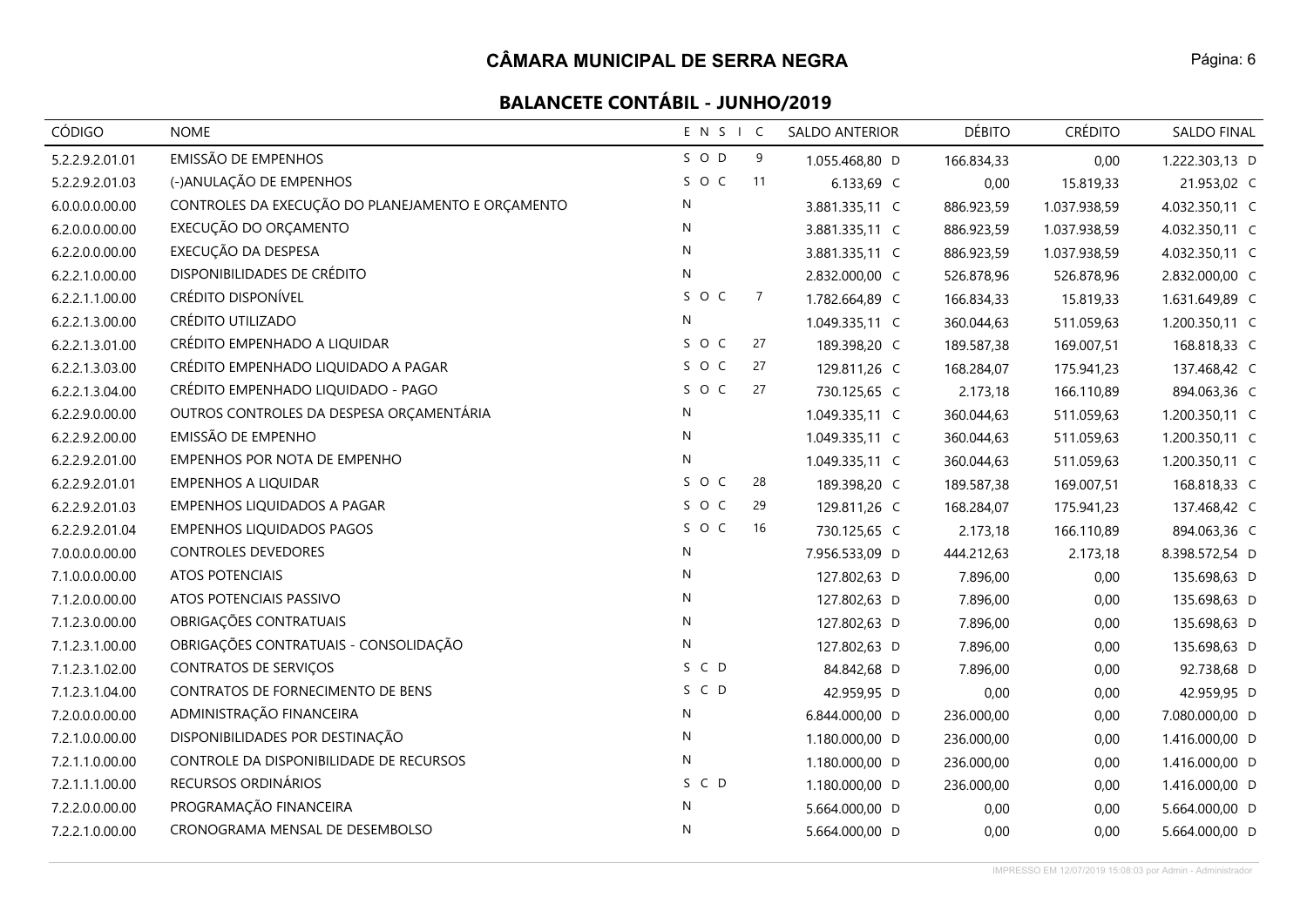## CÂMARA MUNICIPAL DE SERRA NEGRA

### BALANCETE CONTÁBIL - JUNHO/2019

| CÓDIGO | NOME | E N S I C | SALDO ANTERIOR | DÉBITO | CRÉDITO | SALDO FINAL |
|---|---|---|---|---|---|---|
| 5.2.2.9.2.01.01 | EMISSÃO DE EMPENHOS | S O D 9 | 1.055.468,80 D | 166.834,33 | 0,00 | 1.222.303,13 D |
| 5.2.2.9.2.01.03 | (-)ANULAÇÃO DE EMPENHOS | S O C 11 | 6.133,69 C | 0,00 | 15.819,33 | 21.953,02 C |
| 6.0.0.0.0.00.00 | CONTROLES DA EXECUÇÃO DO PLANEJAMENTO E ORÇAMENTO | N | 3.881.335,11 C | 886.923,59 | 1.037.938,59 | 4.032.350,11 C |
| 6.2.0.0.0.00.00 | EXECUÇÃO DO ORÇAMENTO | N | 3.881.335,11 C | 886.923,59 | 1.037.938,59 | 4.032.350,11 C |
| 6.2.2.0.0.00.00 | EXECUÇÃO DA DESPESA | N | 3.881.335,11 C | 886.923,59 | 1.037.938,59 | 4.032.350,11 C |
| 6.2.2.1.0.00.00 | DISPONIBILIDADES DE CRÉDITO | N | 2.832.000,00 C | 526.878,96 | 526.878,96 | 2.832.000,00 C |
| 6.2.2.1.1.00.00 | CRÉDITO DISPONÍVEL | S O C 7 | 1.782.664,89 C | 166.834,33 | 15.819,33 | 1.631.649,89 C |
| 6.2.2.1.3.00.00 | CRÉDITO UTILIZADO | N | 1.049.335,11 C | 360.044,63 | 511.059,63 | 1.200.350,11 C |
| 6.2.2.1.3.01.00 | CRÉDITO EMPENHADO A LIQUIDAR | S O C 27 | 189.398,20 C | 189.587,38 | 169.007,51 | 168.818,33 C |
| 6.2.2.1.3.03.00 | CRÉDITO EMPENHADO LIQUIDADO A PAGAR | S O C 27 | 129.811,26 C | 168.284,07 | 175.941,23 | 137.468,42 C |
| 6.2.2.1.3.04.00 | CRÉDITO EMPENHADO LIQUIDADO - PAGO | S O C 27 | 730.125,65 C | 2.173,18 | 166.110,89 | 894.063,36 C |
| 6.2.2.9.0.00.00 | OUTROS CONTROLES DA DESPESA ORÇAMENTÁRIA | N | 1.049.335,11 C | 360.044,63 | 511.059,63 | 1.200.350,11 C |
| 6.2.2.9.2.00.00 | EMISSÃO DE EMPENHO | N | 1.049.335,11 C | 360.044,63 | 511.059,63 | 1.200.350,11 C |
| 6.2.2.9.2.01.00 | EMPENHOS POR NOTA DE EMPENHO | N | 1.049.335,11 C | 360.044,63 | 511.059,63 | 1.200.350,11 C |
| 6.2.2.9.2.01.01 | EMPENHOS A LIQUIDAR | S O C 28 | 189.398,20 C | 189.587,38 | 169.007,51 | 168.818,33 C |
| 6.2.2.9.2.01.03 | EMPENHOS LIQUIDADOS A PAGAR | S O C 29 | 129.811,26 C | 168.284,07 | 175.941,23 | 137.468,42 C |
| 6.2.2.9.2.01.04 | EMPENHOS LIQUIDADOS PAGOS | S O C 16 | 730.125,65 C | 2.173,18 | 166.110,89 | 894.063,36 C |
| 7.0.0.0.0.00.00 | CONTROLES DEVEDORES | N | 7.956.533,09 D | 444.212,63 | 2.173,18 | 8.398.572,54 D |
| 7.1.0.0.0.00.00 | ATOS POTENCIAIS | N | 127.802,63 D | 7.896,00 | 0,00 | 135.698,63 D |
| 7.1.2.0.0.00.00 | ATOS POTENCIAIS PASSIVO | N | 127.802,63 D | 7.896,00 | 0,00 | 135.698,63 D |
| 7.1.2.3.0.00.00 | OBRIGAÇÕES CONTRATUAIS | N | 127.802,63 D | 7.896,00 | 0,00 | 135.698,63 D |
| 7.1.2.3.1.00.00 | OBRIGAÇÕES CONTRATUAIS - CONSOLIDAÇÃO | N | 127.802,63 D | 7.896,00 | 0,00 | 135.698,63 D |
| 7.1.2.3.1.02.00 | CONTRATOS DE SERVIÇOS | S C D | 84.842,68 D | 7.896,00 | 0,00 | 92.738,68 D |
| 7.1.2.3.1.04.00 | CONTRATOS DE FORNECIMENTO DE BENS | S C D | 42.959,95 D | 0,00 | 0,00 | 42.959,95 D |
| 7.2.0.0.0.00.00 | ADMINISTRAÇÃO FINANCEIRA | N | 6.844.000,00 D | 236.000,00 | 0,00 | 7.080.000,00 D |
| 7.2.1.0.0.00.00 | DISPONIBILIDADES POR DESTINAÇÃO | N | 1.180.000,00 D | 236.000,00 | 0,00 | 1.416.000,00 D |
| 7.2.1.1.0.00.00 | CONTROLE DA DISPONIBILIDADE DE RECURSOS | N | 1.180.000,00 D | 236.000,00 | 0,00 | 1.416.000,00 D |
| 7.2.1.1.1.00.00 | RECURSOS ORDINÁRIOS | S C D | 1.180.000,00 D | 236.000,00 | 0,00 | 1.416.000,00 D |
| 7.2.2.0.0.00.00 | PROGRAMAÇÃO FINANCEIRA | N | 5.664.000,00 D | 0,00 | 0,00 | 5.664.000,00 D |
| 7.2.2.1.0.00.00 | CRONOGRAMA MENSAL DE DESEMBOLSO | N | 5.664.000,00 D | 0,00 | 0,00 | 5.664.000,00 D |

IMPRESSO EM 12/07/2019 15:08:03 por Admin - Administrador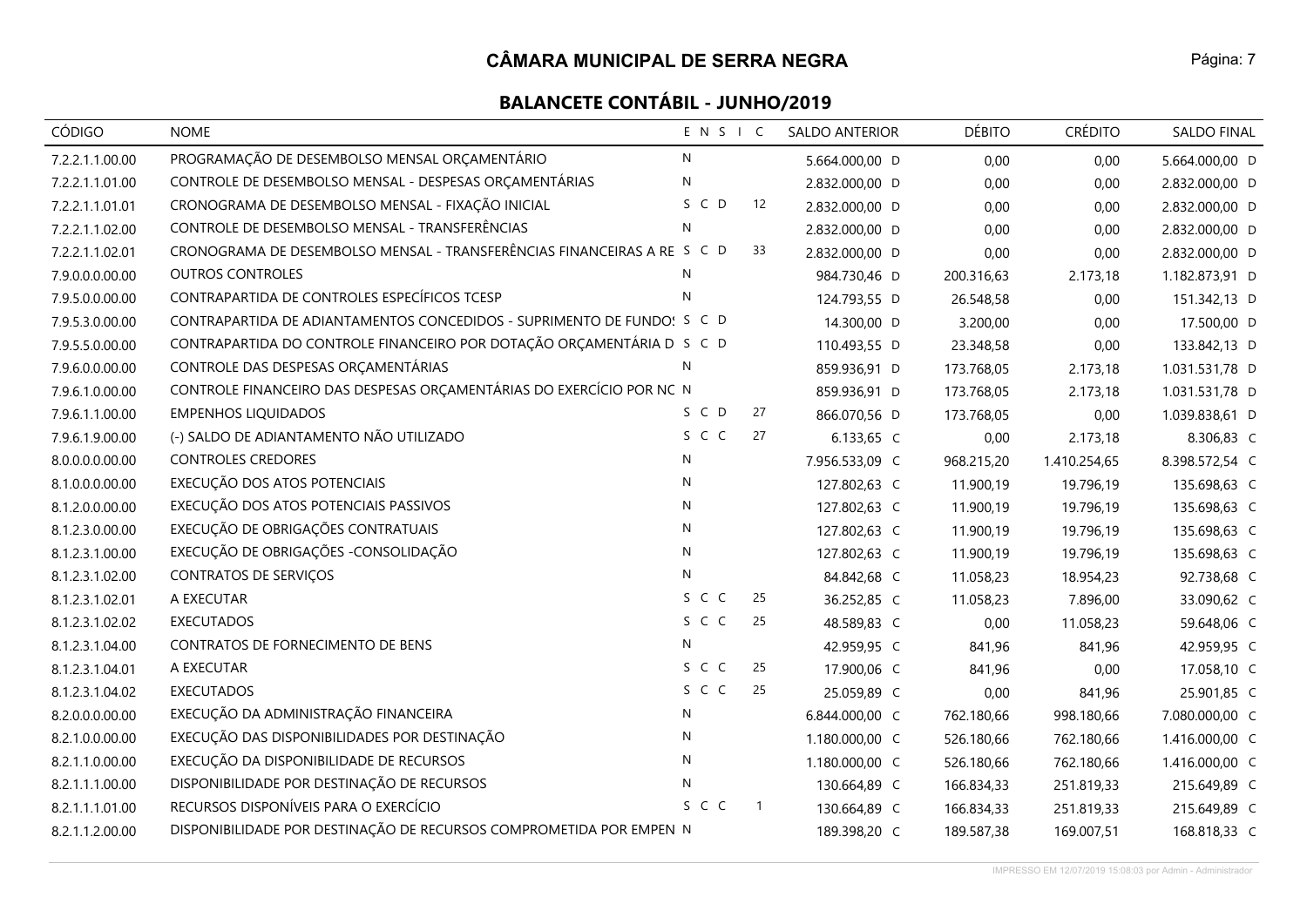# CÂMARA MUNICIPAL DE SERRA NEGRA

## BALANCETE CONTÁBIL - JUNHO/2019

| CÓDIGO | NOME | E N S I C | | SALDO ANTERIOR | DÉBITO | CRÉDITO | SALDO FINAL |
|---|---|---|---|---|---|---|---|
| 7.2.2.1.1.00.00 | PROGRAMAÇÃO DE DESEMBOLSO MENSAL ORÇAMENTÁRIO | N | | 5.664.000,00 D | 0,00 | 0,00 | 5.664.000,00 D |
| 7.2.2.1.1.01.00 | CONTROLE DE DESEMBOLSO MENSAL - DESPESAS ORÇAMENTÁRIAS | N | | 2.832.000,00 D | 0,00 | 0,00 | 2.832.000,00 D |
| 7.2.2.1.1.01.01 | CRONOGRAMA DE DESEMBOLSO MENSAL - FIXAÇÃO INICIAL | S C D | 12 | 2.832.000,00 D | 0,00 | 0,00 | 2.832.000,00 D |
| 7.2.2.1.1.02.00 | CONTROLE DE DESEMBOLSO MENSAL - TRANSFERÊNCIAS | N | | 2.832.000,00 D | 0,00 | 0,00 | 2.832.000,00 D |
| 7.2.2.1.1.02.01 | CRONOGRAMA DE DESEMBOLSO MENSAL - TRANSFERÊNCIAS FINANCEIRAS A RE | S C D | 33 | 2.832.000,00 D | 0,00 | 0,00 | 2.832.000,00 D |
| 7.9.0.0.0.00.00 | OUTROS CONTROLES | N | | 984.730,46 D | 200.316,63 | 2.173,18 | 1.182.873,91 D |
| 7.9.5.0.0.00.00 | CONTRAPARTIDA DE CONTROLES ESPECÍFICOS TCESP | N | | 124.793,55 D | 26.548,58 | 0,00 | 151.342,13 D |
| 7.9.5.3.0.00.00 | CONTRAPARTIDA DE ADIANTAMENTOS CONCEDIDOS - SUPRIMENTO DE FUNDOS | S C D | | 14.300,00 D | 3.200,00 | 0,00 | 17.500,00 D |
| 7.9.5.5.0.00.00 | CONTRAPARTIDA DO CONTROLE FINANCEIRO POR DOTAÇÃO ORÇAMENTÁRIA D | S C D | | 110.493,55 D | 23.348,58 | 0,00 | 133.842,13 D |
| 7.9.6.0.0.00.00 | CONTROLE DAS DESPESAS ORÇAMENTÁRIAS | N | | 859.936,91 D | 173.768,05 | 2.173,18 | 1.031.531,78 D |
| 7.9.6.1.0.00.00 | CONTROLE FINANCEIRO DAS DESPESAS ORÇAMENTÁRIAS DO EXERCÍCIO POR NC | N | | 859.936,91 D | 173.768,05 | 2.173,18 | 1.031.531,78 D |
| 7.9.6.1.1.00.00 | EMPENHOS LIQUIDADOS | S C D | 27 | 866.070,56 D | 173.768,05 | 0,00 | 1.039.838,61 D |
| 7.9.6.1.9.00.00 | (-) SALDO DE ADIANTAMENTO NÃO UTILIZADO | S C C | 27 | 6.133,65 C | 0,00 | 2.173,18 | 8.306,83 C |
| 8.0.0.0.0.00.00 | CONTROLES CREDORES | N | | 7.956.533,09 C | 968.215,20 | 1.410.254,65 | 8.398.572,54 C |
| 8.1.0.0.0.00.00 | EXECUÇÃO DOS ATOS POTENCIAIS | N | | 127.802,63 C | 11.900,19 | 19.796,19 | 135.698,63 C |
| 8.1.2.0.0.00.00 | EXECUÇÃO DOS ATOS POTENCIAIS PASSIVOS | N | | 127.802,63 C | 11.900,19 | 19.796,19 | 135.698,63 C |
| 8.1.2.3.0.00.00 | EXECUÇÃO DE OBRIGAÇÕES CONTRATUAIS | N | | 127.802,63 C | 11.900,19 | 19.796,19 | 135.698,63 C |
| 8.1.2.3.1.00.00 | EXECUÇÃO DE OBRIGAÇÕES -CONSOLIDAÇÃO | N | | 127.802,63 C | 11.900,19 | 19.796,19 | 135.698,63 C |
| 8.1.2.3.1.02.00 | CONTRATOS DE SERVIÇOS | N | | 84.842,68 C | 11.058,23 | 18.954,23 | 92.738,68 C |
| 8.1.2.3.1.02.01 | A EXECUTAR | S C C | 25 | 36.252,85 C | 11.058,23 | 7.896,00 | 33.090,62 C |
| 8.1.2.3.1.02.02 | EXECUTADOS | S C C | 25 | 48.589,83 C | 0,00 | 11.058,23 | 59.648,06 C |
| 8.1.2.3.1.04.00 | CONTRATOS DE FORNECIMENTO DE BENS | N | | 42.959,95 C | 841,96 | 841,96 | 42.959,95 C |
| 8.1.2.3.1.04.01 | A EXECUTAR | S C C | 25 | 17.900,06 C | 841,96 | 0,00 | 17.058,10 C |
| 8.1.2.3.1.04.02 | EXECUTADOS | S C C | 25 | 25.059,89 C | 0,00 | 841,96 | 25.901,85 C |
| 8.2.0.0.0.00.00 | EXECUÇÃO DA ADMINISTRAÇÃO FINANCEIRA | N | | 6.844.000,00 C | 762.180,66 | 998.180,66 | 7.080.000,00 C |
| 8.2.1.0.0.00.00 | EXECUÇÃO DAS DISPONIBILIDADES POR DESTINAÇÃO | N | | 1.180.000,00 C | 526.180,66 | 762.180,66 | 1.416.000,00 C |
| 8.2.1.1.0.00.00 | EXECUÇÃO DA DISPONIBILIDADE DE RECURSOS | N | | 1.180.000,00 C | 526.180,66 | 762.180,66 | 1.416.000,00 C |
| 8.2.1.1.1.00.00 | DISPONIBILIDADE POR DESTINAÇÃO DE RECURSOS | N | | 130.664,89 C | 166.834,33 | 251.819,33 | 215.649,89 C |
| 8.2.1.1.1.01.00 | RECURSOS DISPONÍVEIS PARA O EXERCÍCIO | S C C | 1 | 130.664,89 C | 166.834,33 | 251.819,33 | 215.649,89 C |
| 8.2.1.1.2.00.00 | DISPONIBILIDADE POR DESTINAÇÃO DE RECURSOS COMPROMETIDA POR EMPEN | N | | 189.398,20 C | 189.587,38 | 169.007,51 | 168.818,33 C |

IMPRESSO EM 12/07/2019 15:08:03 por Admin - Administrador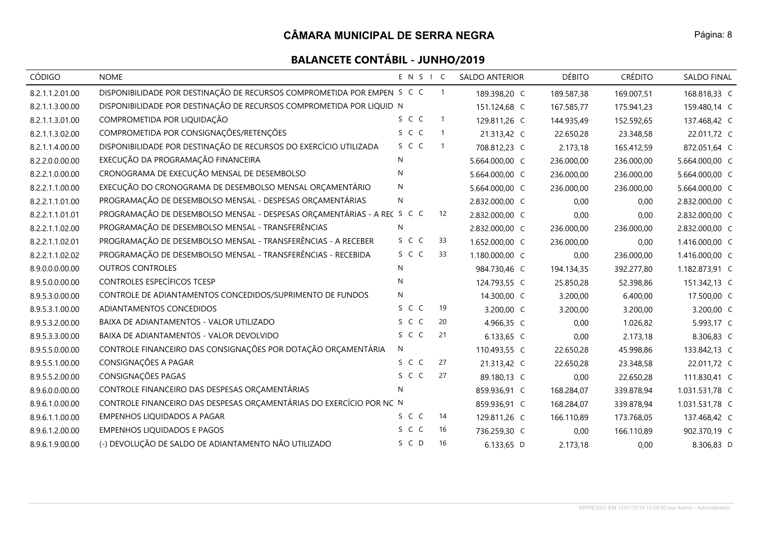# CÂMARA MUNICIPAL DE SERRA NEGRA

## BALANCETE CONTÁBIL - JUNHO/2019

| CÓDIGO | NOME | E | N | S | I | C | SALDO ANTERIOR | DÉBITO | CRÉDITO | SALDO FINAL |
|---|---|---|---|---|---|---|---|---|---|---|
| 8.2.1.1.2.01.00 | DISPONIBILIDADE POR DESTINAÇÃO DE RECURSOS COMPROMETIDA POR EMPEN | S | C | C | | 1 | 189.398,20 C | 189.587,38 | 169.007,51 | 168.818,33 C |
| 8.2.1.1.3.00.00 | DISPONIBILIDADE POR DESTINAÇÃO DE RECURSOS COMPROMETIDA POR LIQUID | N | | | | | 151.124,68 C | 167.585,77 | 175.941,23 | 159.480,14 C |
| 8.2.1.1.3.01.00 | COMPROMETIDA POR LIQUIDAÇÃO | S | C | C | | 1 | 129.811,26 C | 144.935,49 | 152.592,65 | 137.468,42 C |
| 8.2.1.1.3.02.00 | COMPROMETIDA POR CONSIGNAÇÕES/RETENÇÕES | S | C | C | | 1 | 21.313,42 C | 22.650,28 | 23.348,58 | 22.011,72 C |
| 8.2.1.1.4.00.00 | DISPONIBILIDADE POR DESTINAÇÃO DE RECURSOS DO EXERCÍCIO UTILIZADA | S | C | C | | 1 | 708.812,23 C | 2.173,18 | 165.412,59 | 872.051,64 C |
| 8.2.2.0.0.00.00 | EXECUÇÃO DA PROGRAMAÇÃO FINANCEIRA | N | | | | | 5.664.000,00 C | 236.000,00 | 236.000,00 | 5.664.000,00 C |
| 8.2.2.1.0.00.00 | CRONOGRAMA DE EXECUÇÃO MENSAL DE DESEMBOLSO | N | | | | | 5.664.000,00 C | 236.000,00 | 236.000,00 | 5.664.000,00 C |
| 8.2.2.1.1.00.00 | EXECUÇÃO DO CRONOGRAMA DE DESEMBOLSO MENSAL ORÇAMENTÁRIO | N | | | | | 5.664.000,00 C | 236.000,00 | 236.000,00 | 5.664.000,00 C |
| 8.2.2.1.1.01.00 | PROGRAMAÇÃO DE DESEMBOLSO MENSAL - DESPESAS ORÇAMENTÁRIAS | N | | | | | 2.832.000,00 C | 0,00 | 0,00 | 2.832.000,00 C |
| 8.2.2.1.1.01.01 | PROGRAMAÇÃO DE DESEMBOLSO MENSAL - DESPESAS ORÇAMENTÁRIAS - A REC | S | C | C | | 12 | 2.832.000,00 C | 0,00 | 0,00 | 2.832.000,00 C |
| 8.2.2.1.1.02.00 | PROGRAMAÇÃO DE DESEMBOLSO MENSAL - TRANSFERÊNCIAS | N | | | | | 2.832.000,00 C | 236.000,00 | 236.000,00 | 2.832.000,00 C |
| 8.2.2.1.1.02.01 | PROGRAMAÇÃO DE DESEMBOLSO MENSAL - TRANSFERÊNCIAS - A RECEBER | S | C | C | | 33 | 1.652.000,00 C | 236.000,00 | 0,00 | 1.416.000,00 C |
| 8.2.2.1.1.02.02 | PROGRAMAÇÃO DE DESEMBOLSO MENSAL - TRANSFERÊNCIAS - RECEBIDA | S | C | C | | 33 | 1.180.000,00 C | 0,00 | 236.000,00 | 1.416.000,00 C |
| 8.9.0.0.0.00.00 | OUTROS CONTROLES | N | | | | | 984.730,46 C | 194.134,35 | 392.277,80 | 1.182.873,91 C |
| 8.9.5.0.0.00.00 | CONTROLES ESPECÍFICOS TCESP | N | | | | | 124.793,55 C | 25.850,28 | 52.398,86 | 151.342,13 C |
| 8.9.5.3.0.00.00 | CONTROLE DE ADIANTAMENTOS CONCEDIDOS/SUPRIMENTO DE FUNDOS | N | | | | | 14.300,00 C | 3.200,00 | 6.400,00 | 17.500,00 C |
| 8.9.5.3.1.00.00 | ADIANTAMENTOS CONCEDIDOS | S | C | C | | 19 | 3.200,00 C | 3.200,00 | 3.200,00 | 3.200,00 C |
| 8.9.5.3.2.00.00 | BAIXA DE ADIANTAMENTOS - VALOR UTILIZADO | S | C | C | | 20 | 4.966,35 C | 0,00 | 1.026,82 | 5.993,17 C |
| 8.9.5.3.3.00.00 | BAIXA DE ADIANTAMENTOS - VALOR DEVOLVIDO | S | C | C | | 21 | 6.133,65 C | 0,00 | 2.173,18 | 8.306,83 C |
| 8.9.5.5.0.00.00 | CONTROLE FINANCEIRO DAS CONSIGNAÇÕES POR DOTAÇÃO ORÇAMENTÁRIA | N | | | | | 110.493,55 C | 22.650,28 | 45.998,86 | 133.842,13 C |
| 8.9.5.5.1.00.00 | CONSIGNAÇÕES A PAGAR | S | C | C | | 27 | 21.313,42 C | 22.650,28 | 23.348,58 | 22.011,72 C |
| 8.9.5.5.2.00.00 | CONSIGNAÇÕES PAGAS | S | C | C | | 27 | 89.180,13 C | 0,00 | 22.650,28 | 111.830,41 C |
| 8.9.6.0.0.00.00 | CONTROLE FINANCEIRO DAS DESPESAS ORÇAMENTÁRIAS | N | | | | | 859.936,91 C | 168.284,07 | 339.878,94 | 1.031.531,78 C |
| 8.9.6.1.0.00.00 | CONTROLE FINANCEIRO DAS DESPESAS ORÇAMENTÁRIAS DO EXERCÍCIO POR NC | N | | | | | 859.936,91 C | 168.284,07 | 339.878,94 | 1.031.531,78 C |
| 8.9.6.1.1.00.00 | EMPENHOS LIQUIDADOS A PAGAR | S | C | C | | 14 | 129.811,26 C | 166.110,89 | 173.768,05 | 137.468,42 C |
| 8.9.6.1.2.00.00 | EMPENHOS LIQUIDADOS E PAGOS | S | C | C | | 16 | 736.259,30 C | 0,00 | 166.110,89 | 902.370,19 C |
| 8.9.6.1.9.00.00 | (-) DEVOLUÇÃO DE SALDO DE ADIANTAMENTO NÃO UTILIZADO | S | C | D | | 16 | 6.133,65 D | 2.173,18 | 0,00 | 8.306,83 D |

IMPRESSO EM 12/07/2019 15:08:03 por Admin - Administrador